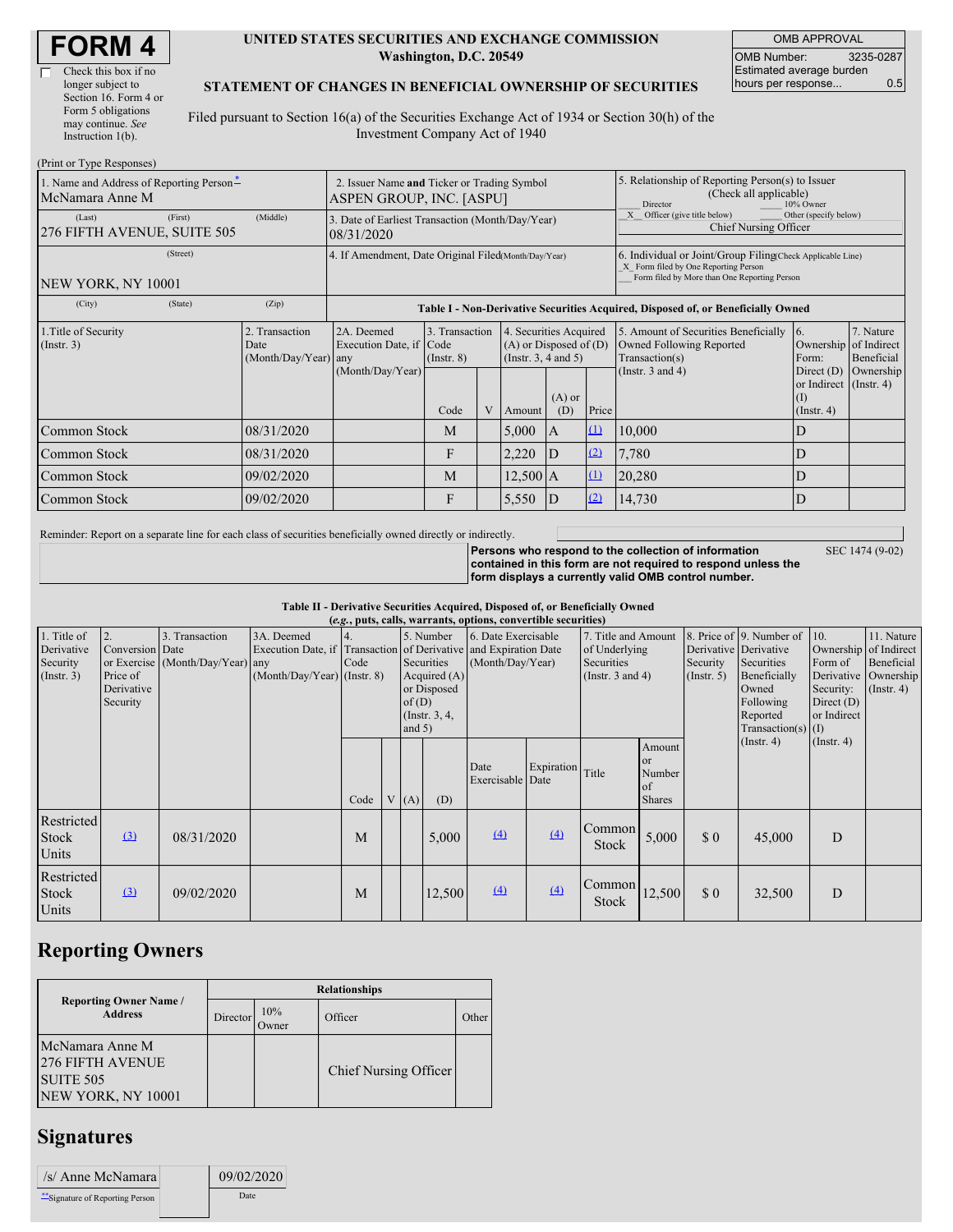# FORM 4

☐ Check this box if no longer subject to Section 16. Form 4 or Form 5 obligations may continue. *See* Instruction 1(b).

**UNITED STATES SECURITIES AND EXCHANGE COMMISSION**
**Washington, D.C. 20549**

**STATEMENT OF CHANGES IN BENEFICIAL OWNERSHIP OF SECURITIES**

Filed pursuant to Section 16(a) of the Securities Exchange Act of 1934 or Section 30(h) of the Investment Company Act of 1940

| OMB APPROVAL | |
|---|---|
| OMB Number: | 3235-0287 |
| Estimated average burden hours per response... | 0.5 |

(Print or Type Responses)

| 1. Name and Address of Reporting Person* | 2. Issuer Name and Ticker or Trading Symbol | 5. Relationship of Reporting Person(s) to Issuer (Check all applicable) |
|---|---|---|
| McNamara Anne M | ASPEN GROUP, INC. [ASPU] | ___ Director ___ 10% Owner<br>_X_ Officer (give title below) ___ Other (specify below)<br>Chief Nursing Officer |
| (Last) (First) (Middle)<br>276 FIFTH AVENUE, SUITE 505 | 3. Date of Earliest Transaction (Month/Day/Year)<br>08/31/2020 | |
| (Street)<br>NEW YORK, NY 10001 | 4. If Amendment, Date Original Filed (Month/Day/Year) | 6. Individual or Joint/Group Filing (Check Applicable Line)<br>_X_ Form filed by One Reporting Person<br>___ Form filed by More than One Reporting Person |
| (City) (State) (Zip) | | |

**Table I - Non-Derivative Securities Acquired, Disposed of, or Beneficially Owned**

| 1.Title of Security (Instr. 3) | 2. Transaction Date (Month/Day/Year) | 2A. Deemed Execution Date, if any (Month/Day/Year) | 3. Transaction Code (Instr. 8) | | 4. Securities Acquired (A) or Disposed of (D) (Instr. 3, 4 and 5) | | | 5. Amount of Securities Beneficially Owned Following Reported Transaction(s) (Instr. 3 and 4) | 6. Ownership Form: Direct (D) or Indirect (I) (Instr. 4) | 7. Nature of Indirect Beneficial Ownership (Instr. 4) |
|---|---|---|---|---|---|---|---|---|---|---|
| | | | Code | V | Amount | (A) or (D) | Price | | | |
| Common Stock | 08/31/2020 | | M | | 5,000 | A | (1) | 10,000 | D | |
| Common Stock | 08/31/2020 | | F | | 2,220 | D | (2) | 7,780 | D | |
| Common Stock | 09/02/2020 | | M | | 12,500 | A | (1) | 20,280 | D | |
| Common Stock | 09/02/2020 | | F | | 5,550 | D | (2) | 14,730 | D | |

Reminder: Report on a separate line for each class of securities beneficially owned directly or indirectly.

**Persons who respond to the collection of information contained in this form are not required to respond unless the form displays a currently valid OMB control number.** SEC 1474 (9-02)

**Table II - Derivative Securities Acquired, Disposed of, or Beneficially Owned**
**(*e.g.*, puts, calls, warrants, options, convertible securities)**

| 1. Title of Derivative Security (Instr. 3) | 2. Conversion or Exercise Price of Derivative Security | 3. Transaction Date (Month/Day/Year) | 3A. Deemed Execution Date, if any (Month/Day/Year) | 4. Transaction Code (Instr. 8) | | 5. Number of Derivative Securities Acquired (A) or Disposed of (D) (Instr. 3, 4, and 5) | | 6. Date Exercisable and Expiration Date (Month/Day/Year) | | 7. Title and Amount of Underlying Securities (Instr. 3 and 4) | | 8. Price of Derivative Security (Instr. 5) | 9. Number of Derivative Securities Beneficially Owned Following Reported Transaction(s) (Instr. 4) | 10. Ownership Form of Derivative Security: Direct (D) or Indirect (I) (Instr. 4) | 11. Nature of Indirect Beneficial Ownership (Instr. 4) |
|---|---|---|---|---|---|---|---|---|---|---|---|---|---|---|---|
| | | | | Code | V | (A) | (D) | Date Exercisable | Expiration Date | Title | Amount or Number of Shares | | | | |
| Restricted Stock Units | (3) | 08/31/2020 | | M | | | 5,000 | (4) | (4) | Common Stock | 5,000 | $ 0 | 45,000 | D | |
| Restricted Stock Units | (3) | 09/02/2020 | | M | | | 12,500 | (4) | (4) | Common Stock | 12,500 | $ 0 | 32,500 | D | |

## Reporting Owners

| Reporting Owner Name / Address | Relationships | | | |
|---|---|---|---|---|
| | Director | 10% Owner | Officer | Other |
| McNamara Anne M<br>276 FIFTH AVENUE<br>SUITE 505<br>NEW YORK, NY 10001 | | | Chief Nursing Officer | |

## Signatures

| /s/ Anne McNamara | 09/02/2020 |
|---|---|
| **Signature of Reporting Person | Date |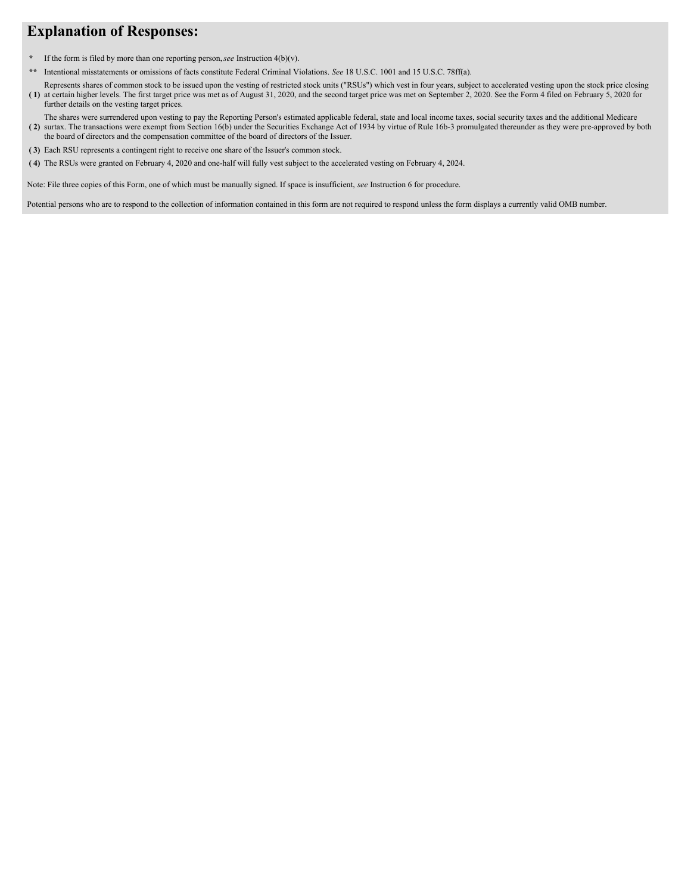## Explanation of Responses:

\* If the form is filed by more than one reporting person, *see* Instruction 4(b)(v).

\*\* Intentional misstatements or omissions of facts constitute Federal Criminal Violations. *See* 18 U.S.C. 1001 and 15 U.S.C. 78ff(a).

**( 1)** Represents shares of common stock to be issued upon the vesting of restricted stock units ("RSUs") which vest in four years, subject to accelerated vesting upon the stock price closing at certain higher levels. The first target price was met as of August 31, 2020, and the second target price was met on September 2, 2020. See the Form 4 filed on February 5, 2020 for further details on the vesting target prices.

**( 2)** The shares were surrendered upon vesting to pay the Reporting Person's estimated applicable federal, state and local income taxes, social security taxes and the additional Medicare surtax. The transactions were exempt from Section 16(b) under the Securities Exchange Act of 1934 by virtue of Rule 16b-3 promulgated thereunder as they were pre-approved by both the board of directors and the compensation committee of the board of directors of the Issuer.

**( 3)** Each RSU represents a contingent right to receive one share of the Issuer's common stock.

**( 4)** The RSUs were granted on February 4, 2020 and one-half will fully vest subject to the accelerated vesting on February 4, 2024.

Note: File three copies of this Form, one of which must be manually signed. If space is insufficient, *see* Instruction 6 for procedure.

Potential persons who are to respond to the collection of information contained in this form are not required to respond unless the form displays a currently valid OMB number.